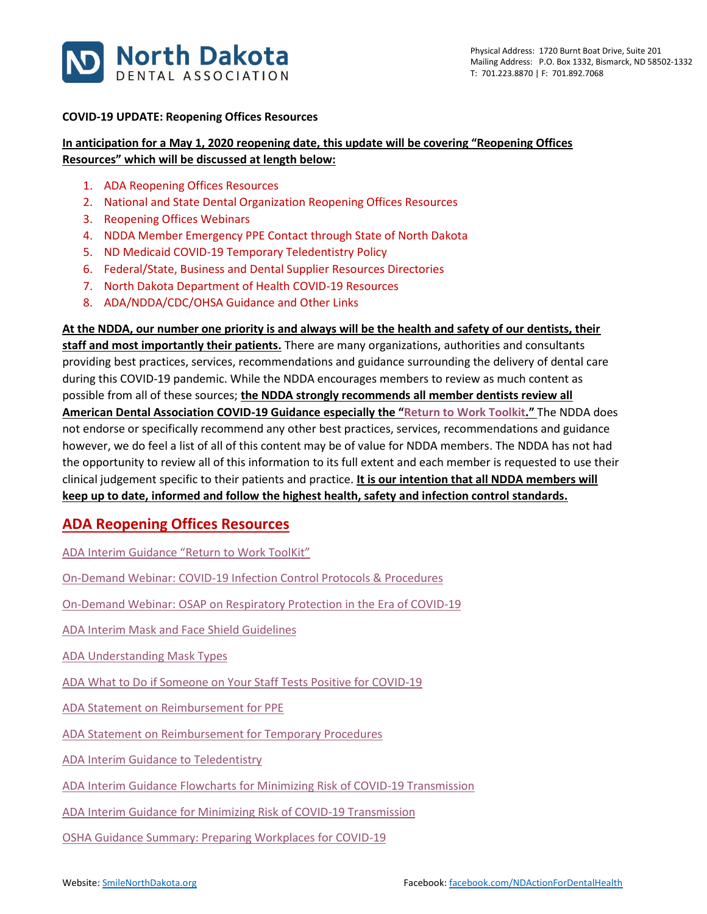**North Dakota DENTAL ASSOCIATION**

Physical Address: 1720 Burnt Boat Drive, Suite 201
Mailing Address: P.O. Box 1332, Bismarck, ND 58502-1332
T: 701.223.8870 | F: 701.892.7068

**COVID-19 UPDATE: Reopening Offices Resources**

**In anticipation for a May 1, 2020 reopening date, this update will be covering "Reopening Offices Resources" which will be discussed at length below:**

1. ADA Reopening Offices Resources
2. National and State Dental Organization Reopening Offices Resources
3. Reopening Offices Webinars
4. NDDA Member Emergency PPE Contact through State of North Dakota
5. ND Medicaid COVID-19 Temporary Teledentistry Policy
6. Federal/State, Business and Dental Supplier Resources Directories
7. North Dakota Department of Health COVID-19 Resources
8. ADA/NDDA/CDC/OHSA Guidance and Other Links

**At the NDDA, our number one priority is and always will be the health and safety of our dentists, their staff and most importantly their patients.** There are many organizations, authorities and consultants providing best practices, services, recommendations and guidance surrounding the delivery of dental care during this COVID-19 pandemic. While the NDDA encourages members to review as much content as possible from all of these sources; **the NDDA strongly recommends all member dentists review all American Dental Association COVID-19 Guidance especially the "Return to Work Toolkit."** The NDDA does not endorse or specifically recommend any other best practices, services, recommendations and guidance however, we do feel a list of all of this content may be of value for NDDA members. The NDDA has not had the opportunity to review all of this information to its full extent and each member is requested to use their clinical judgement specific to their patients and practice. **It is our intention that all NDDA members will keep up to date, informed and follow the highest health, safety and infection control standards.**

## ADA Reopening Offices Resources

ADA Interim Guidance "Return to Work ToolKit"

On-Demand Webinar: COVID-19 Infection Control Protocols & Procedures

On-Demand Webinar: OSAP on Respiratory Protection in the Era of COVID-19

ADA Interim Mask and Face Shield Guidelines

ADA Understanding Mask Types

ADA What to Do if Someone on Your Staff Tests Positive for COVID-19

ADA Statement on Reimbursement for PPE

ADA Statement on Reimbursement for Temporary Procedures

ADA Interim Guidance to Teledentistry

ADA Interim Guidance Flowcharts for Minimizing Risk of COVID-19 Transmission

ADA Interim Guidance for Minimizing Risk of COVID-19 Transmission

OSHA Guidance Summary: Preparing Workplaces for COVID-19

Website: SmileNorthDakota.org Facebook: facebook.com/NDActionForDentalHealth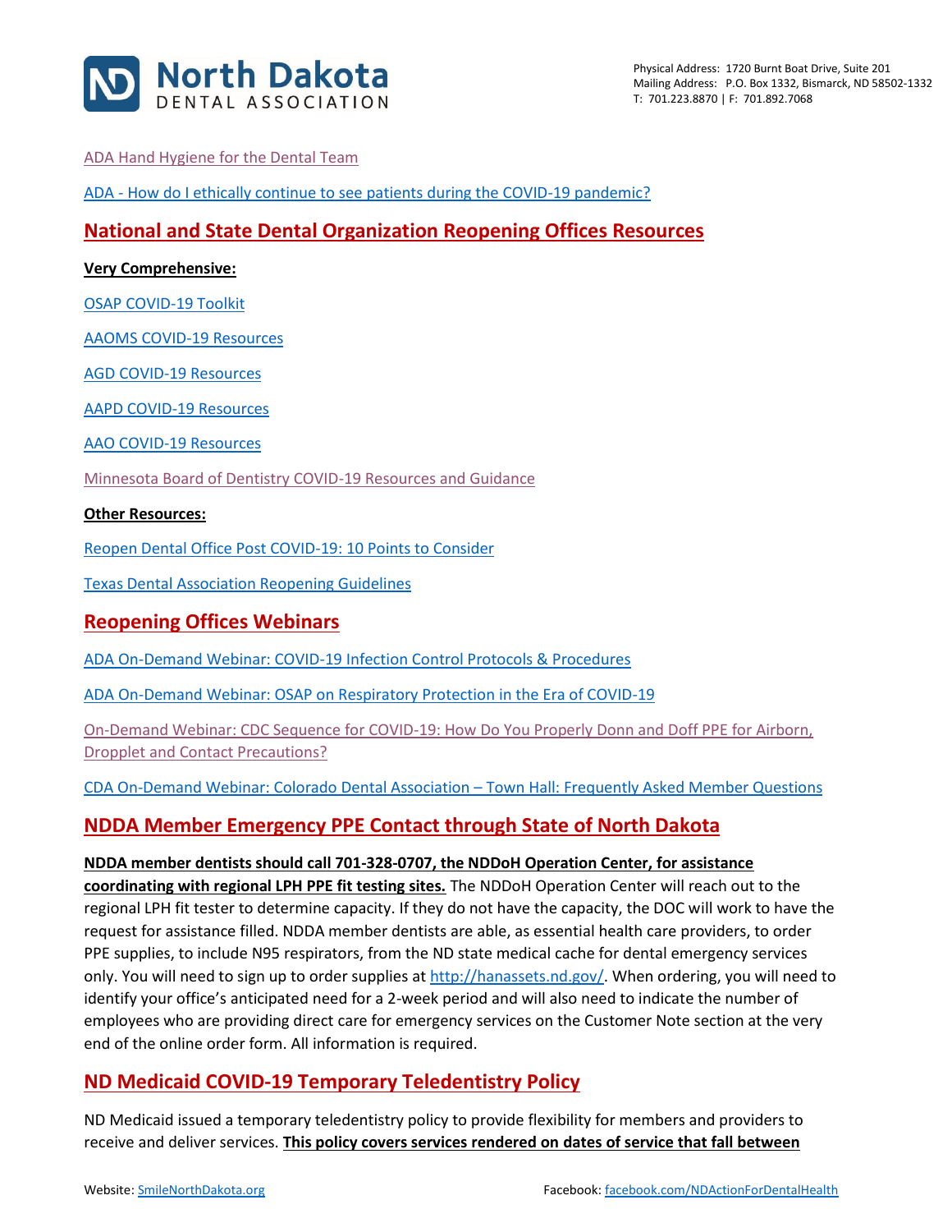ADA Hand Hygiene for the Dental Team

ADA - How do I ethically continue to see patients during the COVID-19 pandemic?

## National and State Dental Organization Reopening Offices Resources

**Very Comprehensive:**

OSAP COVID-19 Toolkit

AAOMS COVID-19 Resources

AGD COVID-19 Resources

AAPD COVID-19 Resources

AAO COVID-19 Resources

Minnesota Board of Dentistry COVID-19 Resources and Guidance

**Other Resources:**

Reopen Dental Office Post COVID-19: 10 Points to Consider

Texas Dental Association Reopening Guidelines

## Reopening Offices Webinars

ADA On-Demand Webinar: COVID-19 Infection Control Protocols & Procedures

ADA On-Demand Webinar: OSAP on Respiratory Protection in the Era of COVID-19

On-Demand Webinar: CDC Sequence for COVID-19: How Do You Properly Donn and Doff PPE for Airborn, Droplet and Contact Precautions?

CDA On-Demand Webinar: Colorado Dental Association – Town Hall: Frequently Asked Member Questions

## NDDA Member Emergency PPE Contact through State of North Dakota

**NDDA member dentists should call 701-328-0707, the NDDoH Operation Center, for assistance coordinating with regional LPH PPE fit testing sites.** The NDDoH Operation Center will reach out to the regional LPH fit tester to determine capacity. If they do not have the capacity, the DOC will work to have the request for assistance filled. NDDA member dentists are able, as essential health care providers, to order PPE supplies, to include N95 respirators, from the ND state medical cache for dental emergency services only. You will need to sign up to order supplies at http://hanassets.nd.gov/. When ordering, you will need to identify your office's anticipated need for a 2-week period and will also need to indicate the number of employees who are providing direct care for emergency services on the Customer Note section at the very end of the online order form. All information is required.

## ND Medicaid COVID-19 Temporary Teledentistry Policy

ND Medicaid issued a temporary teledentistry policy to provide flexibility for members and providers to receive and deliver services. **This policy covers services rendered on dates of service that fall between**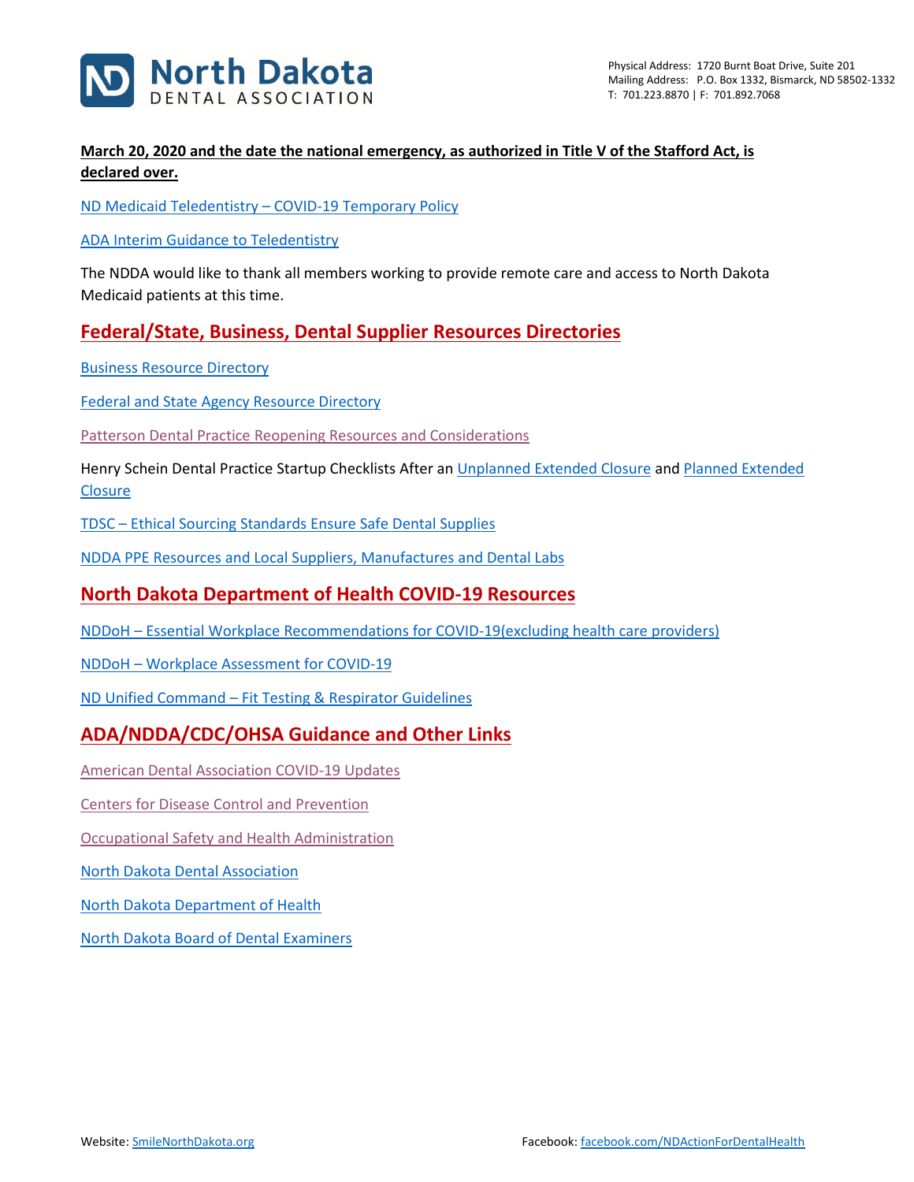**March 20, 2020 and the date the national emergency, as authorized in Title V of the Stafford Act, is declared over.**

ND Medicaid Teledentistry – COVID-19 Temporary Policy

ADA Interim Guidance to Teledentistry

The NDDA would like to thank all members working to provide remote care and access to North Dakota Medicaid patients at this time.

## Federal/State, Business, Dental Supplier Resources Directories

Business Resource Directory

Federal and State Agency Resource Directory

Patterson Dental Practice Reopening Resources and Considerations

Henry Schein Dental Practice Startup Checklists After an Unplanned Extended Closure and Planned Extended Closure

TDSC – Ethical Sourcing Standards Ensure Safe Dental Supplies

NDDA PPE Resources and Local Suppliers, Manufactures and Dental Labs

## North Dakota Department of Health COVID-19 Resources

NDDoH – Essential Workplace Recommendations for COVID-19(excluding health care providers)

NDDoH – Workplace Assessment for COVID-19

ND Unified Command – Fit Testing & Respirator Guidelines

## ADA/NDDA/CDC/OHSA Guidance and Other Links

American Dental Association COVID-19 Updates

Centers for Disease Control and Prevention

Occupational Safety and Health Administration

North Dakota Dental Association

North Dakota Department of Health

North Dakota Board of Dental Examiners